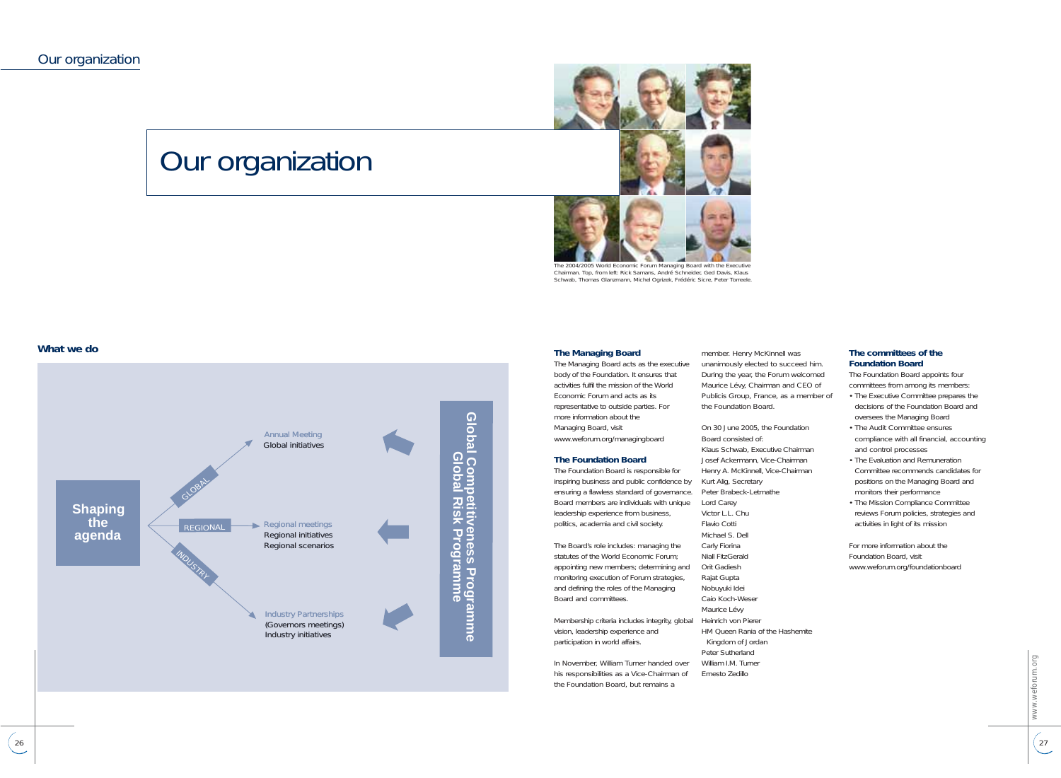# Our organization

The 2004/2005 World Economic Forum Managing Board with the Executive Chairman. Top, from left: Rick Samans, André Schneider, Ged Davis, Klaus Schwab, Thomas Glanzmann, Michel Ogrizek, Frédéric Sicre, Peter Torreele.

## What we do

**Shaping the agenda**

- GLOBAL → Annual Meeting: Global initiatives
- REGIONAL → Regional meetings: Regional initiatives, Regional scenarios
- INDUSTRY → Industry Partnerships: (Governors meetings), Industry initiatives

**Global Competitiveness Programme**
**Global Risk Programme**

### The Managing Board

The Managing Board acts as the executive body of the Foundation. It ensures that activities fulfil the mission of the World Economic Forum and acts as its representative to outside parties. For more information about the Managing Board, visit www.weforum.org/managingboard

### The Foundation Board

The Foundation Board is responsible for inspiring business and public confidence by ensuring a flawless standard of governance. Board members are individuals with unique leadership experience from business, politics, academia and civil society.

The Board's role includes: managing the statutes of the World Economic Forum; appointing new members; determining and monitoring execution of Forum strategies, and defining the roles of the Managing Board and committees.

Membership criteria includes integrity, global vision, leadership experience and participation in world affairs.

In November, William Turner handed over his responsibilities as a Vice-Chairman of the Foundation Board, but remains a member. Henry McKinnell was unanimously elected to succeed him. During the year, the Forum welcomed Maurice Lévy, Chairman and CEO of Publicis Group, France, as a member of the Foundation Board.

On 30 June 2005, the Foundation Board consisted of:

Klaus Schwab, Executive Chairman
Josef Ackermann, Vice-Chairman
Henry A. McKinnell, Vice-Chairman
Kurt Alig, Secretary
Peter Brabeck-Letmathe
Lord Carey
Victor L.L. Chu
Flavio Cotti
Michael S. Dell
Carly Fiorina
Niall FitzGerald
Orit Gadiesh
Rajat Gupta
Nobuyuki Idei
Caio Koch-Weser
Maurice Lévy
Heinrich von Pierer
HM Queen Rania of the Hashemite Kingdom of Jordan
Peter Sutherland
William I.M. Turner
Ernesto Zedillo

### The committees of the Foundation Board

The Foundation Board appoints four committees from among its members:

- The Executive Committee prepares the decisions of the Foundation Board and oversees the Managing Board
- The Audit Committee ensures compliance with all financial, accounting and control processes
- The Evaluation and Remuneration Committee recommends candidates for positions on the Managing Board and monitors their performance
- The Mission Compliance Committee reviews Forum policies, strategies and activities in light of its mission

For more information about the Foundation Board, visit www.weforum.org/foundationboard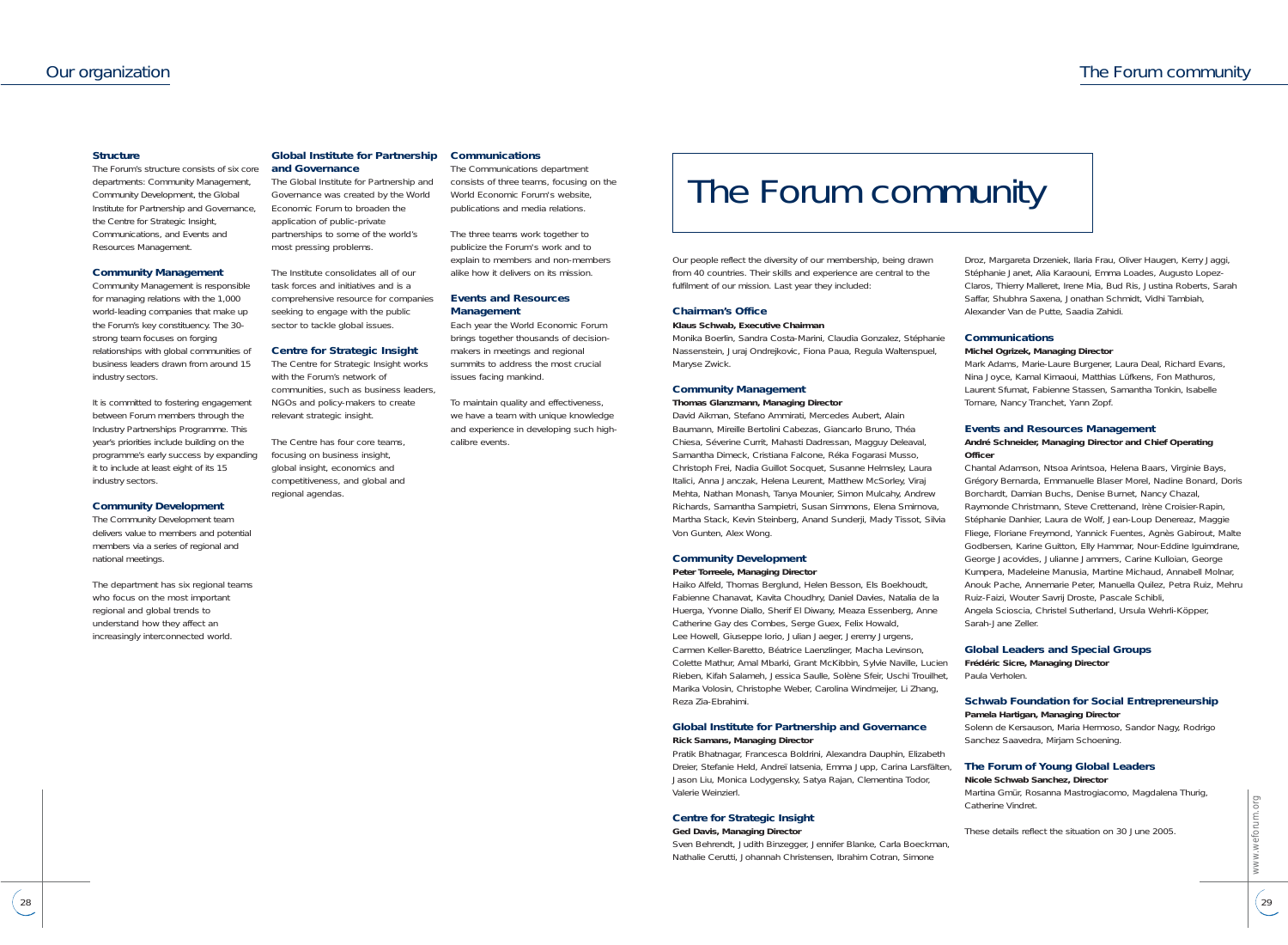# Our organization

### Structure

The Forum's structure consists of six core departments: Community Management, Community Development, the Global Institute for Partnership and Governance, the Centre for Strategic Insight, Communications, and Events and Resources Management.

### Community Management

Community Management is responsible for managing relations with the 1,000 world-leading companies that make up the Forum's key constituency. The 30-strong team focuses on forging relationships with global communities of business leaders drawn from around 15 industry sectors.

It is committed to fostering engagement between Forum members through the Industry Partnerships Programme. This year's priorities include building on the programme's early success by expanding it to include at least eight of its 15 industry sectors.

### Community Development

The Community Development team delivers value to members and potential members via a series of regional and national meetings.

The department has six regional teams who focus on the most important regional and global trends to understand how they affect an increasingly interconnected world.

### Global Institute for Partnership and Governance

The Global Institute for Partnership and Governance was created by the World Economic Forum to broaden the application of public-private partnerships to some of the world's most pressing problems.

The Institute consolidates all of our task forces and initiatives and is a comprehensive resource for companies seeking to engage with the public sector to tackle global issues.

### Centre for Strategic Insight

The Centre for Strategic Insight works with the Forum's network of communities, such as business leaders, NGOs and policy-makers to create relevant strategic insight.

The Centre has four core teams, focusing on business insight, global insight, economics and competitiveness, and global and regional agendas.

### Communications

The Communications department consists of three teams, focusing on the World Economic Forum's website, publications and media relations.

The three teams work together to publicize the Forum's work and to explain to members and non-members alike how it delivers on its mission.

### Events and Resources Management

Each year the World Economic Forum brings together thousands of decision-makers in meetings and regional summits to address the most crucial issues facing mankind.

To maintain quality and effectiveness, we have a team with unique knowledge and experience in developing such high-calibre events.

# The Forum community

Our people reflect the diversity of our membership, being drawn from 40 countries. Their skills and experience are central to the fulfilment of our mission. Last year they included:

### Chairman's Office

**Klaus Schwab, Executive Chairman**

Monika Boerlin, Sandra Costa-Marini, Claudia Gonzalez, Stéphanie Nassenstein, Juraj Ondrejkovic, Fiona Paua, Regula Waltenspuel, Maryse Zwick.

### Community Management

**Thomas Glanzmann, Managing Director**

David Aikman, Stefano Ammirati, Mercedes Aubert, Alain Baumann, Mireille Bertolini Cabezas, Giancarlo Bruno, Théa Chiesa, Séverine Currit, Mahasti Dadressan, Magguy Deleaval, Samantha Dimeck, Cristiana Falcone, Réka Fogarasi Musso, Christoph Frei, Nadia Guillot Socquet, Susanne Helmsley, Laura Italici, Anna Janczak, Helena Leurent, Matthew McSorley, Viraj Mehta, Nathan Monash, Tanya Mounier, Simon Mulcahy, Andrew Richards, Samantha Sampietri, Susan Simmons, Elena Smirnova, Martha Stack, Kevin Steinberg, Anand Sunderji, Mady Tissot, Silvia Von Gunten, Alex Wong.

### Community Development

**Peter Torreele, Managing Director**

Haiko Alfeld, Thomas Berglund, Helen Besson, Els Boekhoudt, Fabienne Chanavat, Kavita Choudhry, Daniel Davies, Natalia de la Huerga, Yvonne Diallo, Sherif El Diwany, Meaza Essenberg, Anne Catherine Gay des Combes, Serge Guex, Felix Howald, Lee Howell, Giuseppe Iorio, Julian Jaeger, Jeremy Jurgens, Carmen Keller-Baretto, Béatrice Laenzlinger, Macha Levinson, Colette Mathur, Amal Mbarki, Grant McKibbin, Sylvie Naville, Lucien Rieben, Kifah Salameh, Jessica Saulle, Solène Sfeir, Uschi Trouilhet, Marika Volosin, Christophe Weber, Carolina Windmeijer, Li Zhang, Reza Zia-Ebrahimi.

### Global Institute for Partnership and Governance

**Rick Samans, Managing Director**

Pratik Bhatnagar, Francesca Boldrini, Alexandra Dauphin, Elizabeth Dreier, Stefanie Held, Andreï Iatsenia, Emma Jupp, Carina Larsfälten, Jason Liu, Monica Lodygensky, Satya Rajan, Clementina Todor, Valerie Weinzierl.

### Centre for Strategic Insight

**Ged Davis, Managing Director**

Sven Behrendt, Judith Binzegger, Jennifer Blanke, Carla Boeckman, Nathalie Cerutti, Johannah Christensen, Ibrahim Cotran, Simone Droz, Margareta Drzeniek, Ilaria Frau, Oliver Haugen, Kerry Jaggi, Stéphanie Janet, Alia Karaoui, Emma Loades, Augusto Lopez-Claros, Thierry Malleret, Irene Mia, Bud Ris, Justina Roberts, Sarah Saffar, Shubhra Saxena, Jonathan Schmidt, Vidhi Tambiah, Alexander Van de Putte, Saadia Zahidi.

### Communications

**Michel Ogrizek, Managing Director**

Mark Adams, Marie-Laure Burgener, Laura Deal, Richard Evans, Nina Joyce, Kamal Kimaoui, Matthias Lüfkens, Fon Mathuros, Laurent Sfumat, Fabienne Stassen, Samantha Tonkin, Isabelle Tornare, Nancy Tranchet, Yann Zopf.

### Events and Resources Management

**André Schneider, Managing Director and Chief Operating Officer**

Chantal Adamson, Ntsoa Arintsoa, Helena Baars, Virginie Bays, Grégory Bernarda, Emmanuelle Blaser Morel, Nadine Bonard, Doris Borchardt, Damian Buchs, Denise Burnet, Nancy Chazal, Raymonde Christmann, Steve Crettenand, Irène Croisier-Rapin, Stéphanie Danhier, Laura de Wolf, Jean-Loup Denereaz, Maggie Fliege, Floriane Freymond, Yannick Fuentes, Agnès Gabirout, Malte Godbersen, Karine Guitton, Elly Hammar, Nour-Eddine Iguimdrane, George Jacovides, Julianne Jammers, Carine Kulloian, George Kumpera, Madeleine Manusia, Martine Michaud, Annabell Molnar, Anouk Pache, Annemarie Peter, Manuella Quilez, Petra Ruiz, Mehru Ruiz-Faizi, Wouter Savrij Droste, Pascale Schibli, Angela Scioscia, Christel Sutherland, Ursula Wehrli-Köpper, Sarah-Jane Zeller.

### Global Leaders and Special Groups

**Frédéric Sicre, Managing Director**

Paula Verholen.

### Schwab Foundation for Social Entrepreneurship

**Pamela Hartigan, Managing Director**

Solenn de Kersauson, Maria Hermoso, Sandor Nagy, Rodrigo Sanchez Saavedra, Mirjam Schoening.

### The Forum of Young Global Leaders

**Nicole Schwab Sanchez, Director**

Martina Gmür, Rosanna Mastrogiacomo, Magdalena Thurig, Catherine Vindret.

These details reflect the situation on 30 June 2005.